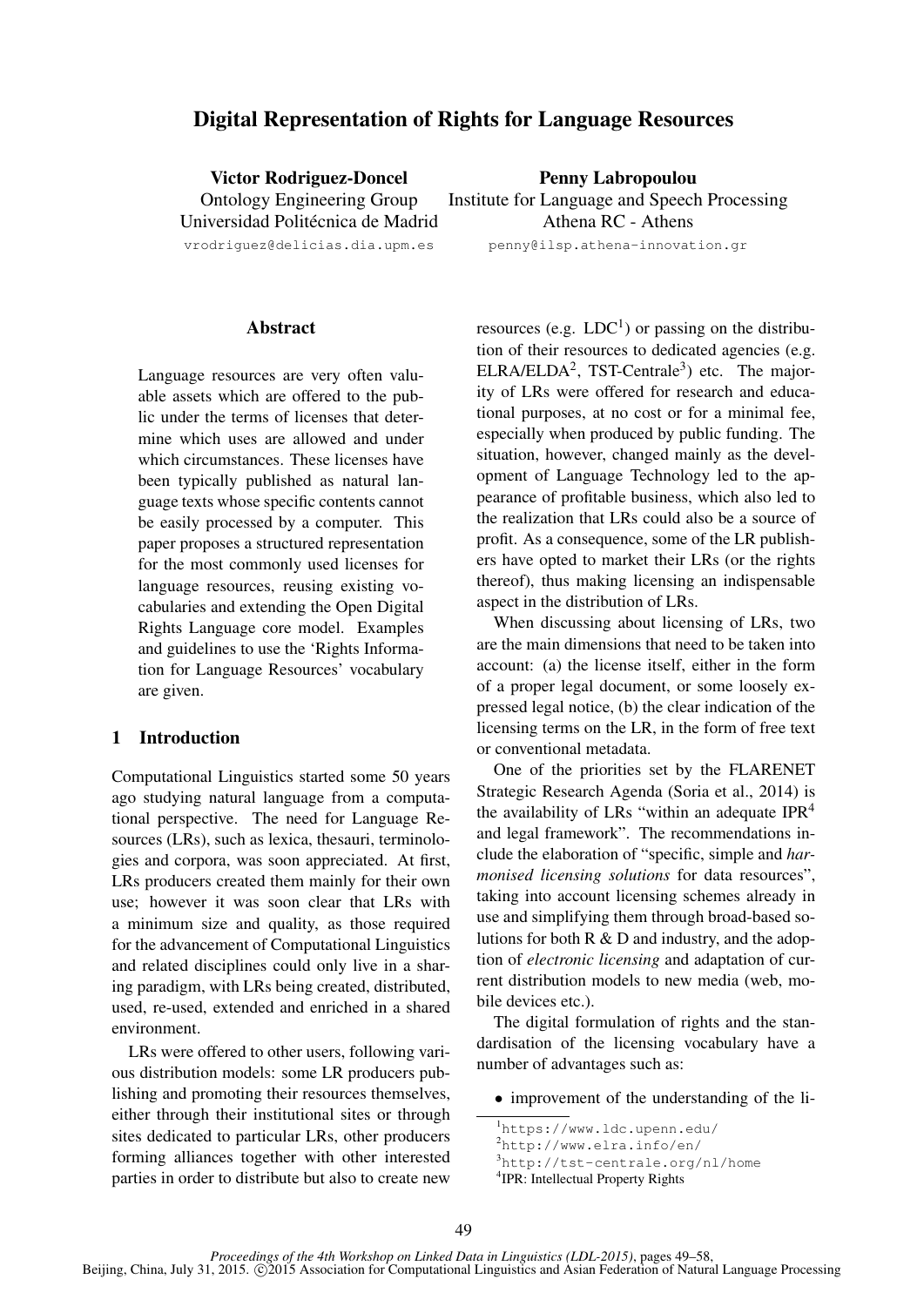# Digital Representation of Rights for Language Resources

**Victor Rodriguez-Doncel**
Ontology Engineering Group
Universidad Politécnica de Madrid
vrodriguez@delicias.dia.upm.es

**Penny Labropoulou**
Institute for Language and Speech Processing
Athena RC - Athens
penny@ilsp.athena-innovation.gr

## Abstract

Language resources are very often valuable assets which are offered to the public under the terms of licenses that determine which uses are allowed and under which circumstances. These licenses have been typically published as natural language texts whose specific contents cannot be easily processed by a computer. This paper proposes a structured representation for the most commonly used licenses for language resources, reusing existing vocabularies and extending the Open Digital Rights Language core model. Examples and guidelines to use the 'Rights Information for Language Resources' vocabulary are given.

## 1 Introduction

Computational Linguistics started some 50 years ago studying natural language from a computational perspective. The need for Language Resources (LRs), such as lexica, thesauri, terminologies and corpora, was soon appreciated. At first, LRs producers created them mainly for their own use; however it was soon clear that LRs with a minimum size and quality, as those required for the advancement of Computational Linguistics and related disciplines could only live in a sharing paradigm, with LRs being created, distributed, used, re-used, extended and enriched in a shared environment.

LRs were offered to other users, following various distribution models: some LR producers publishing and promoting their resources themselves, either through their institutional sites or through sites dedicated to particular LRs, other producers forming alliances together with other interested parties in order to distribute but also to create new resources (e.g. LDC[1]) or passing on the distribution of their resources to dedicated agencies (e.g. ELRA/ELDA[2], TST-Centrale[3]) etc. The majority of LRs were offered for research and educational purposes, at no cost or for a minimal fee, especially when produced by public funding. The situation, however, changed mainly as the development of Language Technology led to the appearance of profitable business, which also led to the realization that LRs could also be a source of profit. As a consequence, some of the LR publishers have opted to market their LRs (or the rights thereof), thus making licensing an indispensable aspect in the distribution of LRs.

When discussing about licensing of LRs, two are the main dimensions that need to be taken into account: (a) the license itself, either in the form of a proper legal document, or some loosely expressed legal notice, (b) the clear indication of the licensing terms on the LR, in the form of free text or conventional metadata.

One of the priorities set by the FLARENET Strategic Research Agenda (Soria et al., 2014) is the availability of LRs "within an adequate IPR[4] and legal framework". The recommendations include the elaboration of "specific, simple and *harmonised licensing solutions* for data resources", taking into account licensing schemes already in use and simplifying them through broad-based solutions for both R & D and industry, and the adoption of *electronic licensing* and adaptation of current distribution models to new media (web, mobile devices etc.).

The digital formulation of rights and the standardisation of the licensing vocabulary have a number of advantages such as:

- improvement of the understanding of the li-

[1] https://www.ldc.upenn.edu/
[2] http://www.elra.info/en/
[3] http://tst-centrale.org/nl/home
[4] IPR: Intellectual Property Rights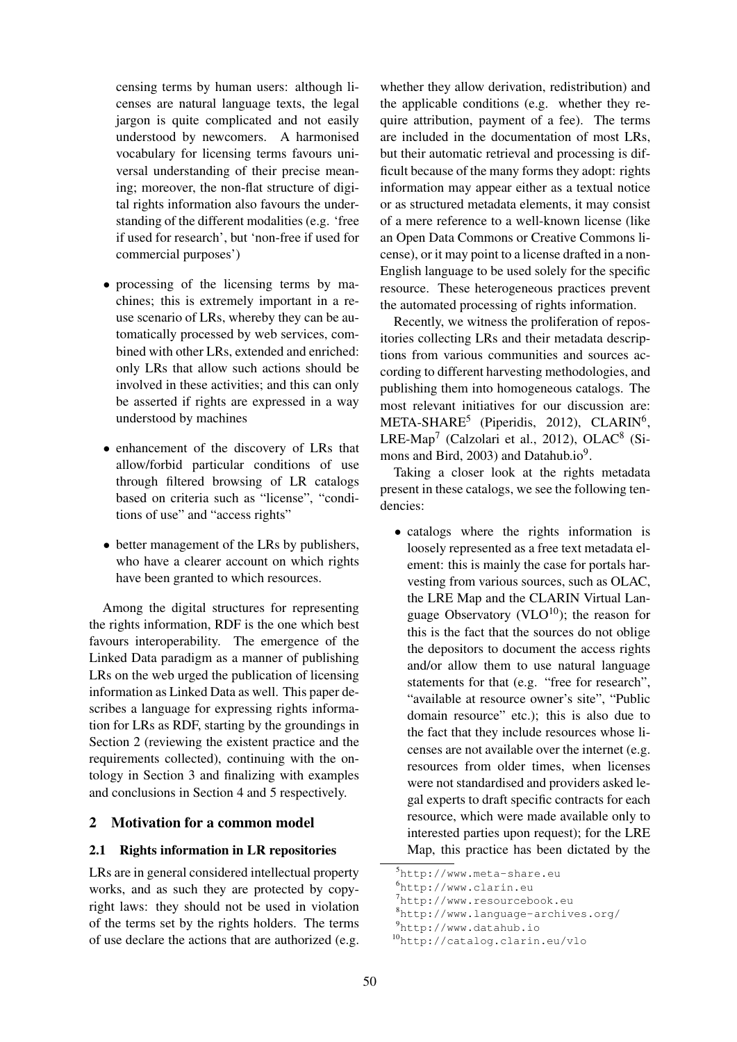censing terms by human users: although licenses are natural language texts, the legal jargon is quite complicated and not easily understood by newcomers. A harmonised vocabulary for licensing terms favours universal understanding of their precise meaning; moreover, the non-flat structure of digital rights information also favours the understanding of the different modalities (e.g. 'free if used for research', but 'non-free if used for commercial purposes')

- processing of the licensing terms by machines; this is extremely important in a reuse scenario of LRs, whereby they can be automatically processed by web services, combined with other LRs, extended and enriched: only LRs that allow such actions should be involved in these activities; and this can only be asserted if rights are expressed in a way understood by machines
- enhancement of the discovery of LRs that allow/forbid particular conditions of use through filtered browsing of LR catalogs based on criteria such as "license", "conditions of use" and "access rights"
- better management of the LRs by publishers, who have a clearer account on which rights have been granted to which resources.

Among the digital structures for representing the rights information, RDF is the one which best favours interoperability. The emergence of the Linked Data paradigm as a manner of publishing LRs on the web urged the publication of licensing information as Linked Data as well. This paper describes a language for expressing rights information for LRs as RDF, starting by the groundings in Section 2 (reviewing the existent practice and the requirements collected), continuing with the ontology in Section 3 and finalizing with examples and conclusions in Section 4 and 5 respectively.

## 2 Motivation for a common model

### 2.1 Rights information in LR repositories

LRs are in general considered intellectual property works, and as such they are protected by copyright laws: they should not be used in violation of the terms set by the rights holders. The terms of use declare the actions that are authorized (e.g. whether they allow derivation, redistribution) and the applicable conditions (e.g. whether they require attribution, payment of a fee). The terms are included in the documentation of most LRs, but their automatic retrieval and processing is difficult because of the many forms they adopt: rights information may appear either as a textual notice or as structured metadata elements, it may consist of a mere reference to a well-known license (like an Open Data Commons or Creative Commons license), or it may point to a license drafted in a non-English language to be used solely for the specific resource. These heterogeneous practices prevent the automated processing of rights information.

Recently, we witness the proliferation of repositories collecting LRs and their metadata descriptions from various communities and sources according to different harvesting methodologies, and publishing them into homogeneous catalogs. The most relevant initiatives for our discussion are: META-SHARE[5] (Piperidis, 2012), CLARIN[6], LRE-Map[7] (Calzolari et al., 2012), OLAC[8] (Simons and Bird, 2003) and Datahub.io[9].

Taking a closer look at the rights metadata present in these catalogs, we see the following tendencies:

- catalogs where the rights information is loosely represented as a free text metadata element: this is mainly the case for portals harvesting from various sources, such as OLAC, the LRE Map and the CLARIN Virtual Language Observatory (VLO[10]); the reason for this is the fact that the sources do not oblige the depositors to document the access rights and/or allow them to use natural language statements for that (e.g. "free for research", "available at resource owner's site", "Public domain resource" etc.); this is also due to the fact that they include resources whose licenses are not available over the internet (e.g. resources from older times, when licenses were not standardised and providers asked legal experts to draft specific contracts for each resource, which were made available only to interested parties upon request); for the LRE Map, this practice has been dictated by the

[5] http://www.meta-share.eu

[6] http://www.clarin.eu

[7] http://www.resourcebook.eu

[8] http://www.language-archives.org/

[9] http://www.datahub.io

[10] http://catalog.clarin.eu/vlo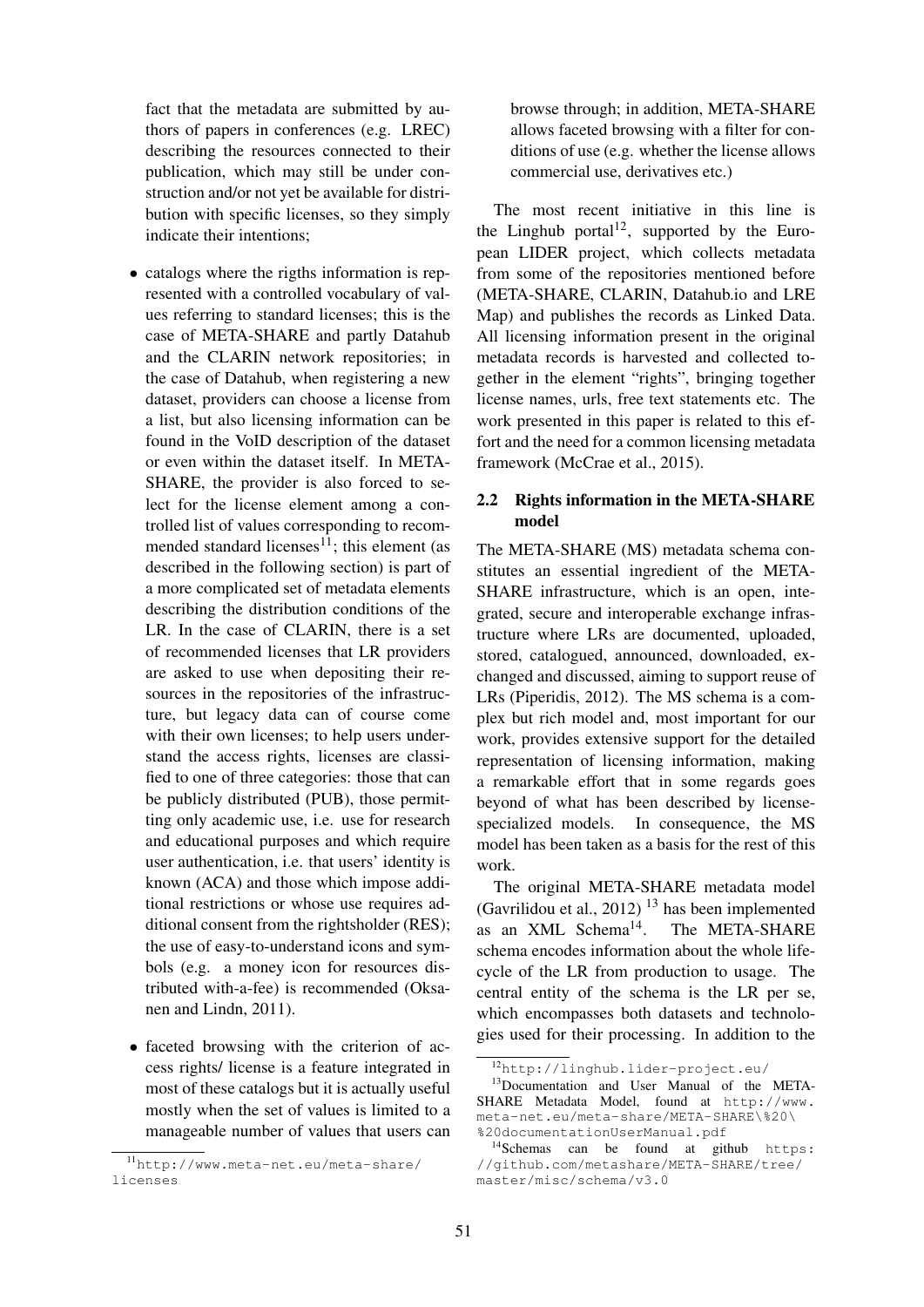fact that the metadata are submitted by authors of papers in conferences (e.g. LREC) describing the resources connected to their publication, which may still be under construction and/or not yet be available for distribution with specific licenses, so they simply indicate their intentions;

- catalogs where the rigths information is represented with a controlled vocabulary of values referring to standard licenses; this is the case of META-SHARE and partly Datahub and the CLARIN network repositories; in the case of Datahub, when registering a new dataset, providers can choose a license from a list, but also licensing information can be found in the VoID description of the dataset or even within the dataset itself. In META-SHARE, the provider is also forced to select for the license element among a controlled list of values corresponding to recommended standard licenses[11]; this element (as described in the following section) is part of a more complicated set of metadata elements describing the distribution conditions of the LR. In the case of CLARIN, there is a set of recommended licenses that LR providers are asked to use when depositing their resources in the repositories of the infrastructure, but legacy data can of course come with their own licenses; to help users understand the access rights, licenses are classified to one of three categories: those that can be publicly distributed (PUB), those permitting only academic use, i.e. use for research and educational purposes and which require user authentication, i.e. that users' identity is known (ACA) and those which impose additional restrictions or whose use requires additional consent from the rightsholder (RES); the use of easy-to-understand icons and symbols (e.g. a money icon for resources distributed with-a-fee) is recommended (Oksanen and Lindn, 2011).

- faceted browsing with the criterion of access rights/ license is a feature integrated in most of these catalogs but it is actually useful mostly when the set of values is limited to a manageable number of values that users can browse through; in addition, META-SHARE allows faceted browsing with a filter for conditions of use (e.g. whether the license allows commercial use, derivatives etc.)

The most recent initiative in this line is the Linghub portal[12], supported by the European LIDER project, which collects metadata from some of the repositories mentioned before (META-SHARE, CLARIN, Datahub.io and LRE Map) and publishes the records as Linked Data. All licensing information present in the original metadata records is harvested and collected together in the element "rights", bringing together license names, urls, free text statements etc. The work presented in this paper is related to this effort and the need for a common licensing metadata framework (McCrae et al., 2015).

## 2.2 Rights information in the META-SHARE model

The META-SHARE (MS) metadata schema constitutes an essential ingredient of the META-SHARE infrastructure, which is an open, integrated, secure and interoperable exchange infrastructure where LRs are documented, uploaded, stored, catalogued, announced, downloaded, exchanged and discussed, aiming to support reuse of LRs (Piperidis, 2012). The MS schema is a complex but rich model and, most important for our work, provides extensive support for the detailed representation of licensing information, making a remarkable effort that in some regards goes beyond of what has been described by license-specialized models. In consequence, the MS model has been taken as a basis for the rest of this work.

The original META-SHARE metadata model (Gavrilidou et al., 2012) [13] has been implemented as an XML Schema[14]. The META-SHARE schema encodes information about the whole lifecycle of the LR from production to usage. The central entity of the schema is the LR per se, which encompasses both datasets and technologies used for their processing. In addition to the

[11] http://www.meta-net.eu/meta-share/licenses

[12] http://linghub.lider-project.eu/

[13] Documentation and User Manual of the META-SHARE Metadata Model, found at http://www.meta-net.eu/meta-share/META-SHARE\%20\%20documentationUserManual.pdf

[14] Schemas can be found at github https://github.com/metashare/META-SHARE/tree/master/misc/schema/v3.0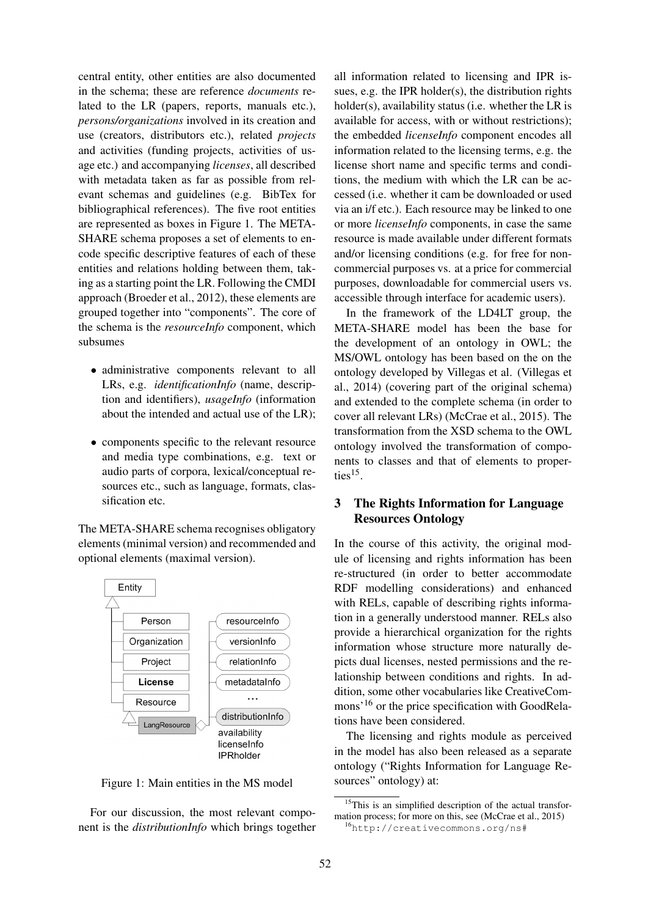central entity, other entities are also documented in the schema; these are reference *documents* related to the LR (papers, reports, manuals etc.), *persons/organizations* involved in its creation and use (creators, distributors etc.), related *projects* and activities (funding projects, activities of usage etc.) and accompanying *licenses*, all described with metadata taken as far as possible from relevant schemas and guidelines (e.g. BibTex for bibliographical references). The five root entities are represented as boxes in Figure 1. The META-SHARE schema proposes a set of elements to encode specific descriptive features of each of these entities and relations holding between them, taking as a starting point the LR. Following the CMDI approach (Broeder et al., 2012), these elements are grouped together into "components". The core of the schema is the *resourceInfo* component, which subsumes

- administrative components relevant to all LRs, e.g. *identificationInfo* (name, description and identifiers), *usageInfo* (information about the intended and actual use of the LR);
- components specific to the relevant resource and media type combinations, e.g. text or audio parts of corpora, lexical/conceptual resources etc., such as language, formats, classification etc.

The META-SHARE schema recognises obligatory elements (minimal version) and recommended and optional elements (maximal version).

Figure 1: Main entities in the MS model

For our discussion, the most relevant component is the *distributionInfo* which brings together all information related to licensing and IPR issues, e.g. the IPR holder(s), the distribution rights holder(s), availability status (i.e. whether the LR is available for access, with or without restrictions); the embedded *licenseInfo* component encodes all information related to the licensing terms, e.g. the license short name and specific terms and conditions, the medium with which the LR can be accessed (i.e. whether it cam be downloaded or used via an i/f etc.). Each resource may be linked to one or more *licenseInfo* components, in case the same resource is made available under different formats and/or licensing conditions (e.g. for free for non-commercial purposes vs. at a price for commercial purposes, downloadable for commercial users vs. accessible through interface for academic users).

In the framework of the LD4LT group, the META-SHARE model has been the base for the development of an ontology in OWL; the MS/OWL ontology has been based on the on the ontology developed by Villegas et al. (Villegas et al., 2014) (covering part of the original schema) and extended to the complete schema (in order to cover all relevant LRs) (McCrae et al., 2015). The transformation from the XSD schema to the OWL ontology involved the transformation of components to classes and that of elements to properties[15].

## 3 The Rights Information for Language Resources Ontology

In the course of this activity, the original module of licensing and rights information has been re-structured (in order to better accommodate RDF modelling considerations) and enhanced with RELs, capable of describing rights information in a generally understood manner. RELs also provide a hierarchical organization for the rights information whose structure more naturally depicts dual licenses, nested permissions and the relationship between conditions and rights. In addition, some other vocabularies like CreativeCommons'[16] or the price specification with GoodRelations have been considered.

The licensing and rights module as perceived in the model has also been released as a separate ontology ("Rights Information for Language Resources" ontology) at:

[15] This is an simplified description of the actual transformation process; for more on this, see (McCrae et al., 2015)

[16] http://creativecommons.org/ns#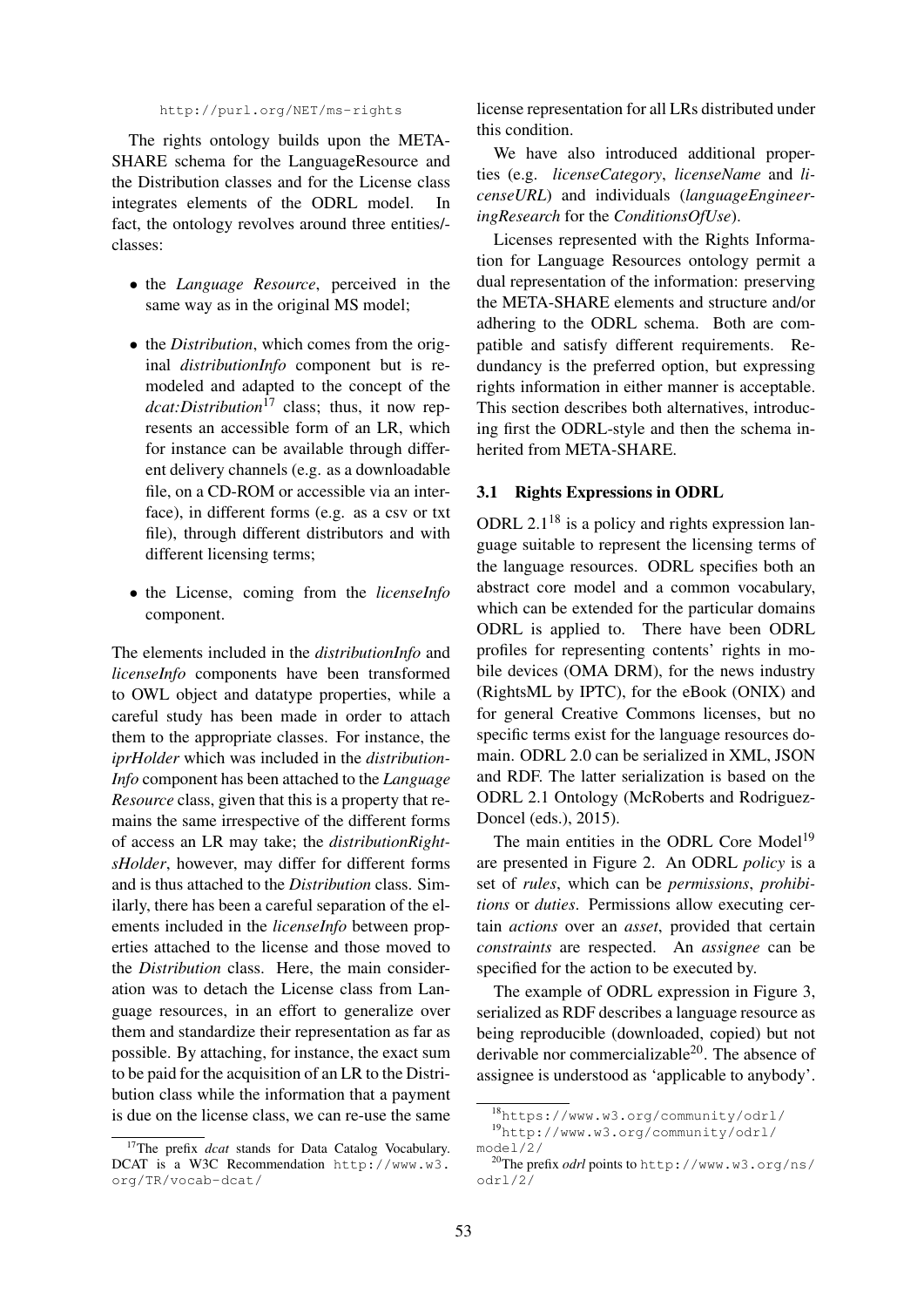http://purl.org/NET/ms-rights

The rights ontology builds upon the META-SHARE schema for the LanguageResource and the Distribution classes and for the License class integrates elements of the ODRL model. In fact, the ontology revolves around three entities/-classes:

- the *Language Resource*, perceived in the same way as in the original MS model;
- the *Distribution*, which comes from the original *distributionInfo* component but is remodeled and adapted to the concept of the *dcat:Distribution*[17] class; thus, it now represents an accessible form of an LR, which for instance can be available through different delivery channels (e.g. as a downloadable file, on a CD-ROM or accessible via an interface), in different forms (e.g. as a csv or txt file), through different distributors and with different licensing terms;
- the License, coming from the *licenseInfo* component.

The elements included in the *distributionInfo* and *licenseInfo* components have been transformed to OWL object and datatype properties, while a careful study has been made in order to attach them to the appropriate classes. For instance, the *iprHolder* which was included in the *distributionInfo* component has been attached to the *Language Resource* class, given that this is a property that remains the same irrespective of the different forms of access an LR may take; the *distributionRightsHolder*, however, may differ for different forms and is thus attached to the *Distribution* class. Similarly, there has been a careful separation of the elements included in the *licenseInfo* between properties attached to the license and those moved to the *Distribution* class. Here, the main consideration was to detach the License class from Language resources, in an effort to generalize over them and standardize their representation as far as possible. By attaching, for instance, the exact sum to be paid for the acquisition of an LR to the Distribution class while the information that a payment is due on the license class, we can re-use the same license representation for all LRs distributed under this condition.

We have also introduced additional properties (e.g. *licenseCategory*, *licenseName* and *licenseURL*) and individuals (*languageEngineeringResearch* for the *ConditionsOfUse*).

Licenses represented with the Rights Information for Language Resources ontology permit a dual representation of the information: preserving the META-SHARE elements and structure and/or adhering to the ODRL schema. Both are compatible and satisfy different requirements. Redundancy is the preferred option, but expressing rights information in either manner is acceptable. This section describes both alternatives, introducing first the ODRL-style and then the schema inherited from META-SHARE.

### 3.1 Rights Expressions in ODRL

ODRL 2.1[18] is a policy and rights expression language suitable to represent the licensing terms of the language resources. ODRL specifies both an abstract core model and a common vocabulary, which can be extended for the particular domains ODRL is applied to. There have been ODRL profiles for representing contents' rights in mobile devices (OMA DRM), for the news industry (RightsML by IPTC), for the eBook (ONIX) and for general Creative Commons licenses, but no specific terms exist for the language resources domain. ODRL 2.0 can be serialized in XML, JSON and RDF. The latter serialization is based on the ODRL 2.1 Ontology (McRoberts and Rodriguez-Doncel (eds.), 2015).

The main entities in the ODRL Core Model[19] are presented in Figure 2. An ODRL *policy* is a set of *rules*, which can be *permissions*, *prohibitions* or *duties*. Permissions allow executing certain *actions* over an *asset*, provided that certain *constraints* are respected. An *assignee* can be specified for the action to be executed by.

The example of ODRL expression in Figure 3, serialized as RDF describes a language resource as being reproducible (downloaded, copied) but not derivable nor commercializable[20]. The absence of assignee is understood as 'applicable to anybody'.

[17] The prefix *dcat* stands for Data Catalog Vocabulary. DCAT is a W3C Recommendation http://www.w3.org/TR/vocab-dcat/

[18] https://www.w3.org/community/odrl/

[19] http://www.w3.org/community/odrl/model/2/

[20] The prefix *odrl* points to http://www.w3.org/ns/odrl/2/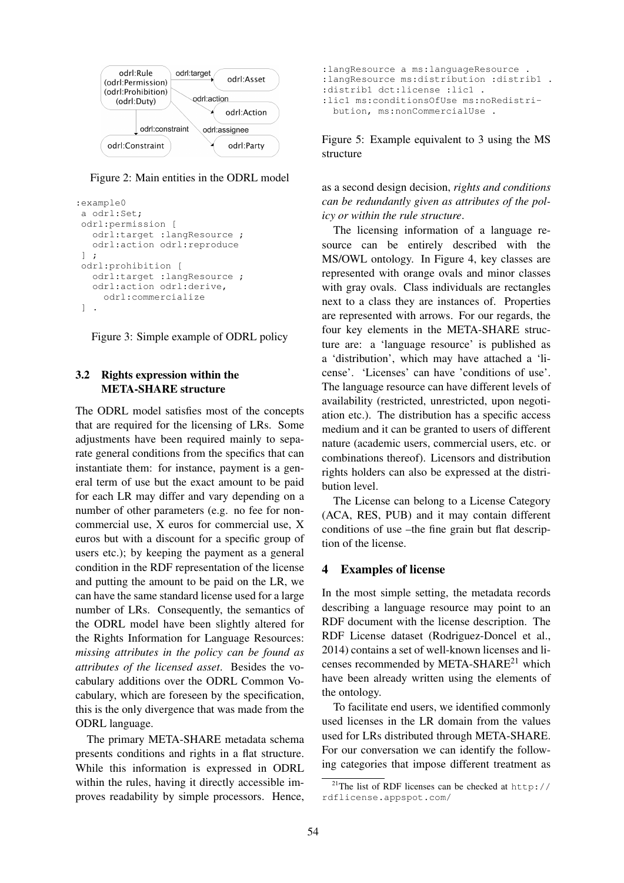Figure 2: Main entities in the ODRL model

```
:example0
 a odrl:Set;
 odrl:permission [
   odrl:target :langResource ;
   odrl:action odrl:reproduce
 ] ;
 odrl:prohibition [
   odrl:target :langResource ;
   odrl:action odrl:derive,
     odrl:commercialize
 ] .
```

Figure 3: Simple example of ODRL policy

### 3.2 Rights expression within the META-SHARE structure

The ODRL model satisfies most of the concepts that are required for the licensing of LRs. Some adjustments have been required mainly to separate general conditions from the specifics that can instantiate them: for instance, payment is a general term of use but the exact amount to be paid for each LR may differ and vary depending on a number of other parameters (e.g. no fee for non-commercial use, X euros for commercial use, X euros but with a discount for a specific group of users etc.); by keeping the payment as a general condition in the RDF representation of the license and putting the amount to be paid on the LR, we can have the same standard license used for a large number of LRs. Consequently, the semantics of the ODRL model have been slightly altered for the Rights Information for Language Resources: *missing attributes in the policy can be found as attributes of the licensed asset*. Besides the vocabulary additions over the ODRL Common Vocabulary, which are foreseen by the specification, this is the only divergence that was made from the ODRL language.

The primary META-SHARE metadata schema presents conditions and rights in a flat structure. While this information is expressed in ODRL within the rules, having it directly accessible improves readability by simple processors. Hence,

```
:langResource a ms:languageResource .
:langResource ms:distribution :distrib1 .
:distrib1 dct:license :lic1 .
:lic1 ms:conditionsOfUse ms:noRedistri-
  bution, ms:nonCommercialUse .
```

Figure 5: Example equivalent to 3 using the MS structure

as a second design decision, *rights and conditions can be redundantly given as attributes of the policy or within the rule structure*.

The licensing information of a language resource can be entirely described with the MS/OWL ontology. In Figure 4, key classes are represented with orange ovals and minor classes with gray ovals. Class individuals are rectangles next to a class they are instances of. Properties are represented with arrows. For our regards, the four key elements in the META-SHARE structure are: a 'language resource' is published as a 'distribution', which may have attached a 'license'. 'Licenses' can have 'conditions of use'. The language resource can have different levels of availability (restricted, unrestricted, upon negotiation etc.). The distribution has a specific access medium and it can be granted to users of different nature (academic users, commercial users, etc. or combinations thereof). Licensors and distribution rights holders can also be expressed at the distribution level.

The License can belong to a License Category (ACA, RES, PUB) and it may contain different conditions of use –the fine grain but flat description of the license.

## 4 Examples of license

In the most simple setting, the metadata records describing a language resource may point to an RDF document with the license description. The RDF License dataset (Rodriguez-Doncel et al., 2014) contains a set of well-known licenses and licenses recommended by META-SHARE[21] which have been already written using the elements of the ontology.

To facilitate end users, we identified commonly used licenses in the LR domain from the values used for LRs distributed through META-SHARE. For our conversation we can identify the following categories that impose different treatment as

[21]The list of RDF licenses can be checked at http://rdflicense.appspot.com/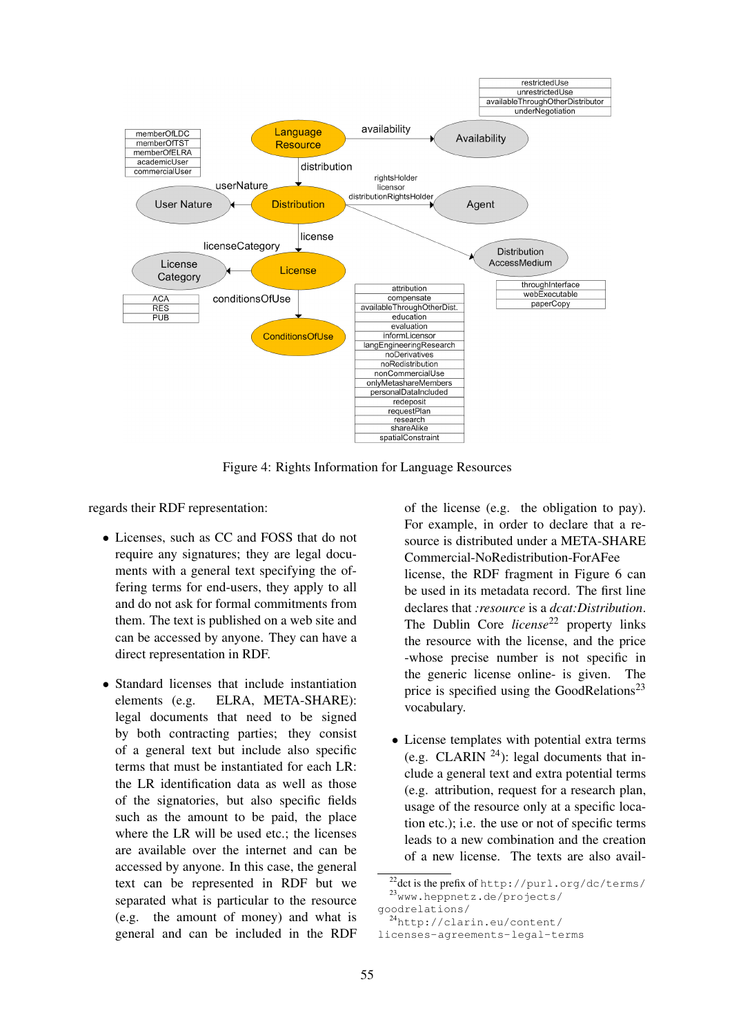Figure 4: Rights Information for Language Resources

regards their RDF representation:

- Licenses, such as CC and FOSS that do not require any signatures; they are legal documents with a general text specifying the offering terms for end-users, they apply to all and do not ask for formal commitments from them. The text is published on a web site and can be accessed by anyone. They can have a direct representation in RDF.

- Standard licenses that include instantiation elements (e.g. ELRA, META-SHARE): legal documents that need to be signed by both contracting parties; they consist of a general text but include also specific terms that must be instantiated for each LR: the LR identification data as well as those of the signatories, but also specific fields such as the amount to be paid, the place where the LR will be used etc.; the licenses are available over the internet and can be accessed by anyone. In this case, the general text can be represented in RDF but we separated what is particular to the resource (e.g. the amount of money) and what is general and can be included in the RDF of the license (e.g. the obligation to pay). For example, in order to declare that a resource is distributed under a META-SHARE Commercial-NoRedistribution-ForAFee license, the RDF fragment in Figure 6 can be used in its metadata record. The first line declares that *:resource* is a *dcat:Distribution*. The Dublin Core *license*[22] property links the resource with the license, and the price -whose precise number is not specific in the generic license online- is given. The price is specified using the GoodRelations[23] vocabulary.

- License templates with potential extra terms (e.g. CLARIN [24]): legal documents that include a general text and extra potential terms (e.g. attribution, request for a research plan, usage of the resource only at a specific location etc.); i.e. the use or not of specific terms leads to a new combination and the creation of a new license. The texts are also avail-

[22] dct is the prefix of http://purl.org/dc/terms/

[23] www.heppnetz.de/projects/goodrelations/

[24] http://clarin.eu/content/licenses-agreements-legal-terms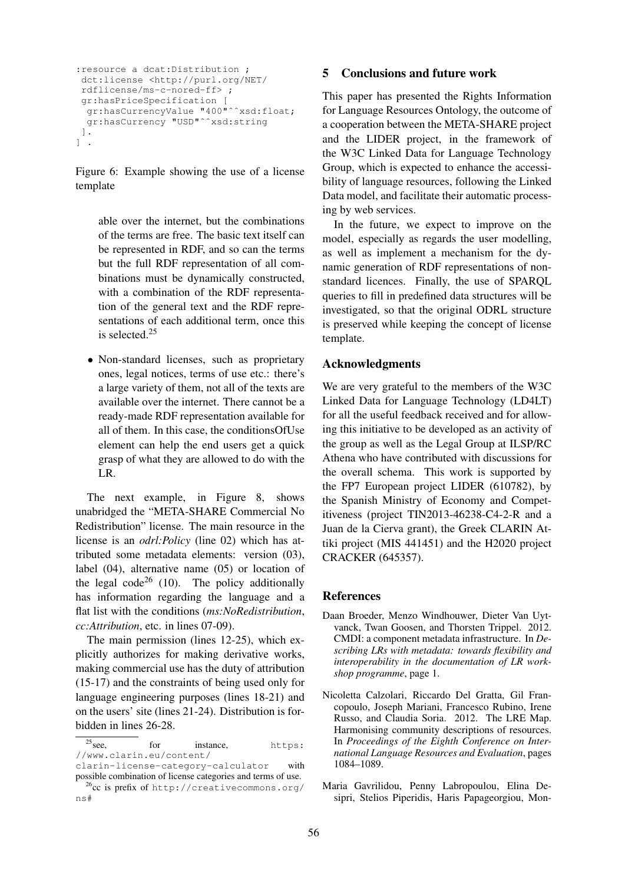```
:resource a dcat:Distribution ;
 dct:license <http://purl.org/NET/
 rdflicense/ms-c-nored-ff> ;
 gr:hasPriceSpecification [
  gr:hasCurrencyValue "400"^^xsd:float;
  gr:hasCurrency "USD"^^xsd:string
 ].
] .
```

Figure 6: Example showing the use of a license template

able over the internet, but the combinations of the terms are free. The basic text itself can be represented in RDF, and so can the terms but the full RDF representation of all combinations must be dynamically constructed, with a combination of the RDF representation of the general text and the RDF representations of each additional term, once this is selected.[25]

- Non-standard licenses, such as proprietary ones, legal notices, terms of use etc.: there's a large variety of them, not all of the texts are available over the internet. There cannot be a ready-made RDF representation available for all of them. In this case, the conditionsOfUse element can help the end users get a quick grasp of what they are allowed to do with the LR.

The next example, in Figure 8, shows unabridged the "META-SHARE Commercial No Redistribution" license. The main resource in the license is an *odrl:Policy* (line 02) which has attributed some metadata elements: version (03), label (04), alternative name (05) or location of the legal code[26] (10). The policy additionally has information regarding the language and a flat list with the conditions (*ms:NoRedistribution*, *cc:Attribution*, etc. in lines 07-09).

The main permission (lines 12-25), which explicitly authorizes for making derivative works, making commercial use has the duty of attribution (15-17) and the constraints of being used only for language engineering purposes (lines 18-21) and on the users' site (lines 21-24). Distribution is forbidden in lines 26-28.

[25] see, for instance, https://www.clarin.eu/content/clarin-license-category-calculator with possible combination of license categories and terms of use.

[26] cc is prefix of http://creativecommons.org/ns#

## 5 Conclusions and future work

This paper has presented the Rights Information for Language Resources Ontology, the outcome of a cooperation between the META-SHARE project and the LIDER project, in the framework of the W3C Linked Data for Language Technology Group, which is expected to enhance the accessibility of language resources, following the Linked Data model, and facilitate their automatic processing by web services.

In the future, we expect to improve on the model, especially as regards the user modelling, as well as implement a mechanism for the dynamic generation of RDF representations of non-standard licences. Finally, the use of SPARQL queries to fill in predefined data structures will be investigated, so that the original ODRL structure is preserved while keeping the concept of license template.

## Acknowledgments

We are very grateful to the members of the W3C Linked Data for Language Technology (LD4LT) for all the useful feedback received and for allowing this initiative to be developed as an activity of the group as well as the Legal Group at ILSP/RC Athena who have contributed with discussions for the overall schema. This work is supported by the FP7 European project LIDER (610782), by the Spanish Ministry of Economy and Competitiveness (project TIN2013-46238-C4-2-R and a Juan de la Cierva grant), the Greek CLARIN Attiki project (MIS 441451) and the H2020 project CRACKER (645357).

## References

Daan Broeder, Menzo Windhouwer, Dieter Van Uytvanck, Twan Goosen, and Thorsten Trippel. 2012. CMDI: a component metadata infrastructure. In *Describing LRs with metadata: towards flexibility and interoperability in the documentation of LR workshop programme*, page 1.

Nicoletta Calzolari, Riccardo Del Gratta, Gil Francopoulo, Joseph Mariani, Francesco Rubino, Irene Russo, and Claudia Soria. 2012. The LRE Map. Harmonising community descriptions of resources. In *Proceedings of the Eighth Conference on International Language Resources and Evaluation*, pages 1084–1089.

Maria Gavrilidou, Penny Labropoulou, Elina Desipri, Stelios Piperidis, Haris Papageorgiou, Mon-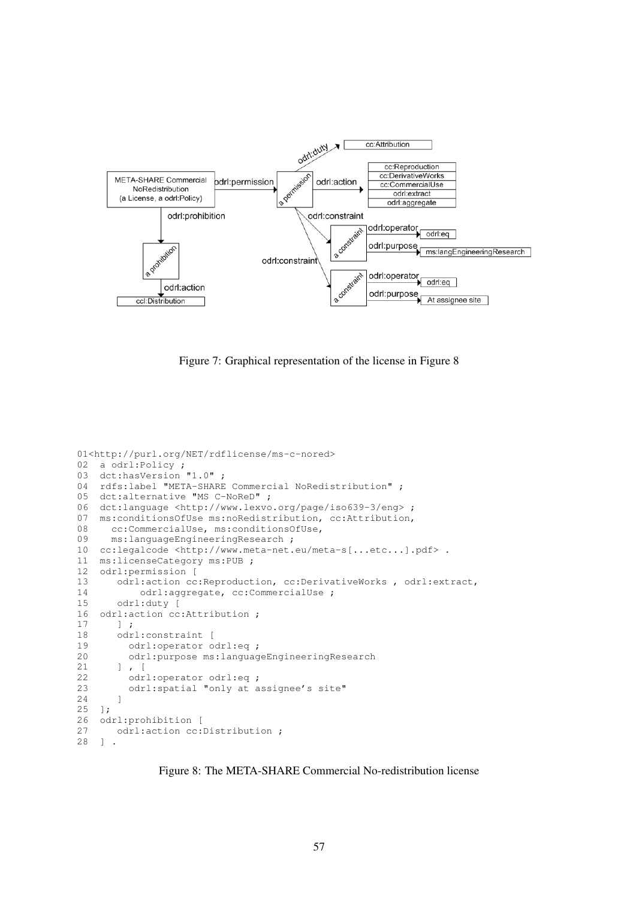Figure 7: Graphical representation of the license in Figure 8

```
01<http://purl.org/NET/rdflicense/ms-c-nored>
02  a odrl:Policy ;
03  dct:hasVersion "1.0" ;
04  rdfs:label "META-SHARE Commercial NoRedistribution" ;
05  dct:alternative "MS C-NoReD" ;
06  dct:language <http://www.lexvo.org/page/iso639-3/eng> ;
07  ms:conditionsOfUse ms:noRedistribution, cc:Attribution,
08    cc:CommercialUse, ms:conditionsOfUse,
09    ms:languageEngineeringResearch ;
10  cc:legalcode <http://www.meta-net.eu/meta-s[...etc...].pdf> .
11  ms:licenseCategory ms:PUB ;
12  odrl:permission [
13     odrl:action cc:Reproduction, cc:DerivativeWorks , odrl:extract,
14         odrl:aggregate, cc:CommercialUse ;
15     odrl:duty [
16  odrl:action cc:Attribution ;
17     ] ;
18     odrl:constraint [
19       odrl:operator odrl:eq ;
20       odrl:purpose ms:languageEngineeringResearch
21     ] , [
22       odrl:operator odrl:eq ;
23       odrl:spatial "only at assignee's site"
24     ]
25  ];
26  odrl:prohibition [
27     odrl:action cc:Distribution ;
28  ] .
```

Figure 8: The META-SHARE Commercial No-redistribution license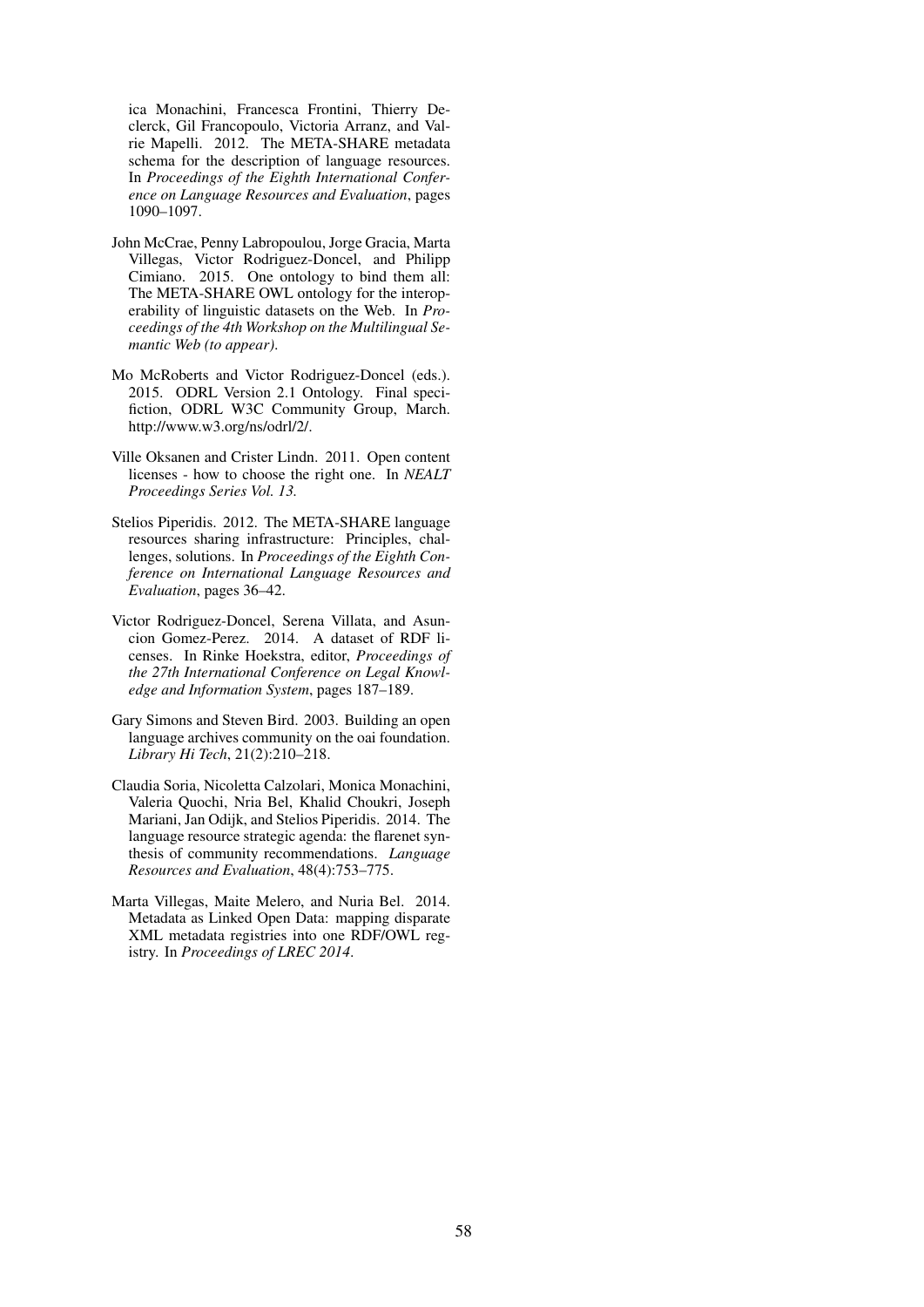ica Monachini, Francesca Frontini, Thierry Declerck, Gil Francopoulo, Victoria Arranz, and Valrie Mapelli. 2012. The META-SHARE metadata schema for the description of language resources. In *Proceedings of the Eighth International Conference on Language Resources and Evaluation*, pages 1090–1097.

John McCrae, Penny Labropoulou, Jorge Gracia, Marta Villegas, Victor Rodriguez-Doncel, and Philipp Cimiano. 2015. One ontology to bind them all: The META-SHARE OWL ontology for the interoperability of linguistic datasets on the Web. In *Proceedings of the 4th Workshop on the Multilingual Semantic Web (to appear)*.

Mo McRoberts and Victor Rodriguez-Doncel (eds.). 2015. ODRL Version 2.1 Ontology. Final specification, ODRL W3C Community Group, March. http://www.w3.org/ns/odrl/2/.

Ville Oksanen and Crister Lindn. 2011. Open content licenses - how to choose the right one. In *NEALT Proceedings Series Vol. 13.*

Stelios Piperidis. 2012. The META-SHARE language resources sharing infrastructure: Principles, challenges, solutions. In *Proceedings of the Eighth Conference on International Language Resources and Evaluation*, pages 36–42.

Victor Rodriguez-Doncel, Serena Villata, and Asuncion Gomez-Perez. 2014. A dataset of RDF licenses. In Rinke Hoekstra, editor, *Proceedings of the 27th International Conference on Legal Knowledge and Information System*, pages 187–189.

Gary Simons and Steven Bird. 2003. Building an open language archives community on the oai foundation. *Library Hi Tech*, 21(2):210–218.

Claudia Soria, Nicoletta Calzolari, Monica Monachini, Valeria Quochi, Nria Bel, Khalid Choukri, Joseph Mariani, Jan Odijk, and Stelios Piperidis. 2014. The language resource strategic agenda: the flarenet synthesis of community recommendations. *Language Resources and Evaluation*, 48(4):753–775.

Marta Villegas, Maite Melero, and Nuria Bel. 2014. Metadata as Linked Open Data: mapping disparate XML metadata registries into one RDF/OWL registry. In *Proceedings of LREC 2014*.